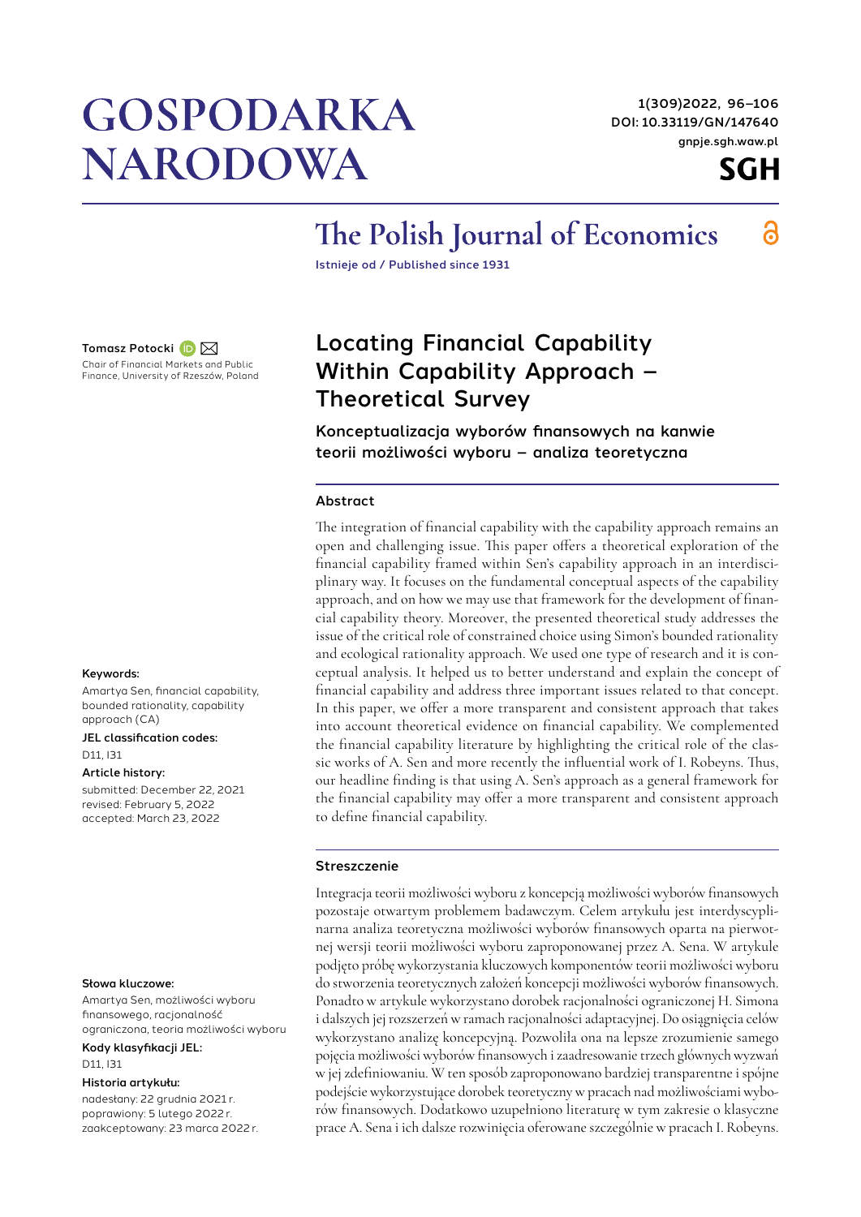# GOSPODARKA NARODOWA

1(309)2022, 96–106
DOI: 10.33119/GN/147640
gnpje.sgh.waw.pl

SGH

## The Polish Journal of Economics

Istnieje od / Published since 1931

**Tomasz Potocki**
Chair of Financial Markets and Public Finance, University of Rzeszów, Poland

# Locating Financial Capability Within Capability Approach – Theoretical Survey

### Konceptualizacja wyborów finansowych na kanwie teorii możliwości wyboru – analiza teoretyczna

#### Abstract

The integration of financial capability with the capability approach remains an open and challenging issue. This paper offers a theoretical exploration of the financial capability framed within Sen's capability approach in an interdisciplinary way. It focuses on the fundamental conceptual aspects of the capability approach, and on how we may use that framework for the development of financial capability theory. Moreover, the presented theoretical study addresses the issue of the critical role of constrained choice using Simon's bounded rationality and ecological rationality approach. We used one type of research and it is conceptual analysis. It helped us to better understand and explain the concept of financial capability and address three important issues related to that concept. In this paper, we offer a more transparent and consistent approach that takes into account theoretical evidence on financial capability. We complemented the financial capability literature by highlighting the critical role of the classic works of A. Sen and more recently the influential work of I. Robeyns. Thus, our headline finding is that using A. Sen's approach as a general framework for the financial capability may offer a more transparent and consistent approach to define financial capability.

**Keywords:**
Amartya Sen, financial capability, bounded rationality, capability approach (CA)

**JEL classification codes:**
D11, I31

**Article history:**
submitted: December 22, 2021
revised: February 5, 2022
accepted: March 23, 2022

#### Streszczenie

Integracja teorii możliwości wyboru z koncepcją możliwości wyborów finansowych pozostaje otwartym problemem badawczym. Celem artykułu jest interdyscyplinarna analiza teoretyczna możliwości wyborów finansowych oparta na pierwotnej wersji teorii możliwości wyboru zaproponowanej przez A. Sena. W artykule podjęto próbę wykorzystania kluczowych komponentów teorii możliwości wyboru do stworzenia teoretycznych założeń koncepcji możliwości wyborów finansowych. Ponadto w artykule wykorzystano dorobek racjonalności ograniczonej H. Simona i dalszych jej rozszerzeń w ramach racjonalności adaptacyjnej. Do osiągnięcia celów wykorzystano analizę koncepcyjną. Pozwoliła ona na lepsze zrozumienie samego pojęcia możliwości wyborów finansowych i zaadresowanie trzech głównych wyzwań w jej zdefiniowaniu. W ten sposób zaproponowano bardziej transparentne i spójne podejście wykorzystujące dorobek teoretyczny w pracach nad możliwościami wyborów finansowych. Dodatkowo uzupełniono literaturę w tym zakresie o klasyczne prace A. Sena i ich dalsze rozwinięcia oferowane szczególnie w pracach I. Robeyns.

**Słowa kluczowe:**
Amartya Sen, możliwości wyboru finansowego, racjonalność ograniczona, teoria możliwości wyboru

**Kody klasyfikacji JEL:**
D11, I31

**Historia artykułu:**
nadesłany: 22 grudnia 2021 r.
poprawiony: 5 lutego 2022 r.
zaakceptowany: 23 marca 2022 r.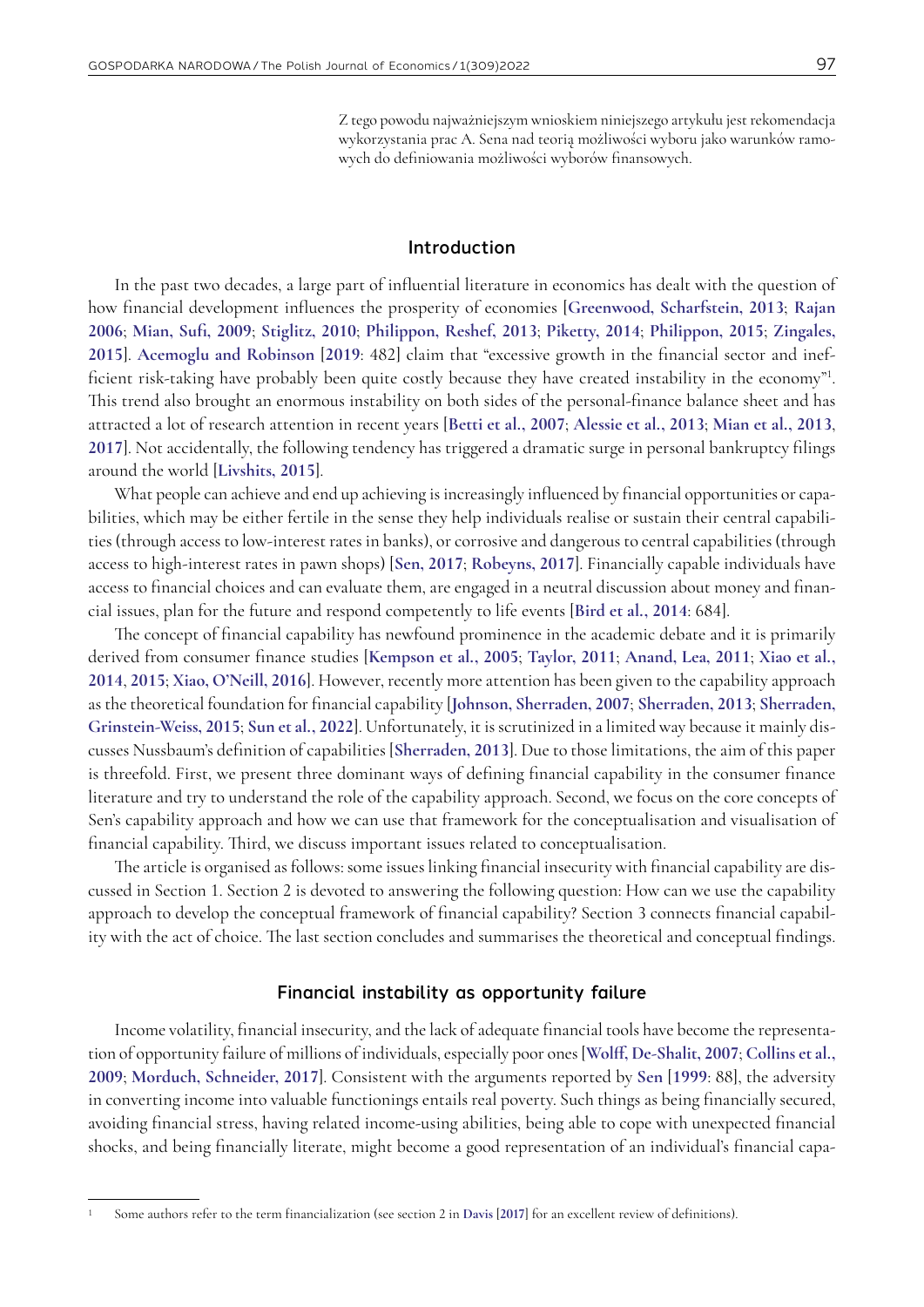Z tego powodu najważniejszym wnioskiem niniejszego artykułu jest rekomendacja wykorzystania prac A. Sena nad teorią możliwości wyboru jako warunków ramowych do definiowania możliwości wyborów finansowych.

## Introduction

In the past two decades, a large part of influential literature in economics has dealt with the question of how financial development influences the prosperity of economies [**Greenwood, Scharfstein, 2013**; **Rajan 2006**; **Mian, Sufi, 2009**; **Stiglitz, 2010**; **Philippon, Reshef, 2013**; **Piketty, 2014**; **Philippon, 2015**; **Zingales, 2015**]. **Acemoglu and Robinson** [**2019**: 482] claim that "excessive growth in the financial sector and inefficient risk-taking have probably been quite costly because they have created instability in the economy"[1]. This trend also brought an enormous instability on both sides of the personal-finance balance sheet and has attracted a lot of research attention in recent years [**Betti et al., 2007**; **Alessie et al., 2013**; **Mian et al., 2013**, **2017**]. Not accidentally, the following tendency has triggered a dramatic surge in personal bankruptcy filings around the world [**Livshits, 2015**].

What people can achieve and end up achieving is increasingly influenced by financial opportunities or capabilities, which may be either fertile in the sense they help individuals realise or sustain their central capabilities (through access to low-interest rates in banks), or corrosive and dangerous to central capabilities (through access to high-interest rates in pawn shops) [**Sen, 2017**; **Robeyns, 2017**]. Financially capable individuals have access to financial choices and can evaluate them, are engaged in a neutral discussion about money and financial issues, plan for the future and respond competently to life events [**Bird et al., 2014**: 684].

The concept of financial capability has newfound prominence in the academic debate and it is primarily derived from consumer finance studies [**Kempson et al., 2005**; **Taylor, 2011**; **Anand, Lea, 2011**; **Xiao et al., 2014**, **2015**; **Xiao, O'Neill, 2016**]. However, recently more attention has been given to the capability approach as the theoretical foundation for financial capability [**Johnson, Sherraden, 2007**; **Sherraden, 2013**; **Sherraden, Grinstein-Weiss, 2015**; **Sun et al., 2022**]. Unfortunately, it is scrutinized in a limited way because it mainly discusses Nussbaum's definition of capabilities [**Sherraden, 2013**]. Due to those limitations, the aim of this paper is threefold. First, we present three dominant ways of defining financial capability in the consumer finance literature and try to understand the role of the capability approach. Second, we focus on the core concepts of Sen's capability approach and how we can use that framework for the conceptualisation and visualisation of financial capability. Third, we discuss important issues related to conceptualisation.

The article is organised as follows: some issues linking financial insecurity with financial capability are discussed in Section 1. Section 2 is devoted to answering the following question: How can we use the capability approach to develop the conceptual framework of financial capability? Section 3 connects financial capability with the act of choice. The last section concludes and summarises the theoretical and conceptual findings.

## Financial instability as opportunity failure

Income volatility, financial insecurity, and the lack of adequate financial tools have become the representation of opportunity failure of millions of individuals, especially poor ones [**Wolff, De-Shalit, 2007**; **Collins et al., 2009**; **Morduch, Schneider, 2017**]. Consistent with the arguments reported by **Sen** [**1999**: 88], the adversity in converting income into valuable functionings entails real poverty. Such things as being financially secured, avoiding financial stress, having related income-using abilities, being able to cope with unexpected financial shocks, and being financially literate, might become a good representation of an individual's financial capa-

---

[1] Some authors refer to the term financialization (see section 2 in **Davis** [**2017**] for an excellent review of definitions).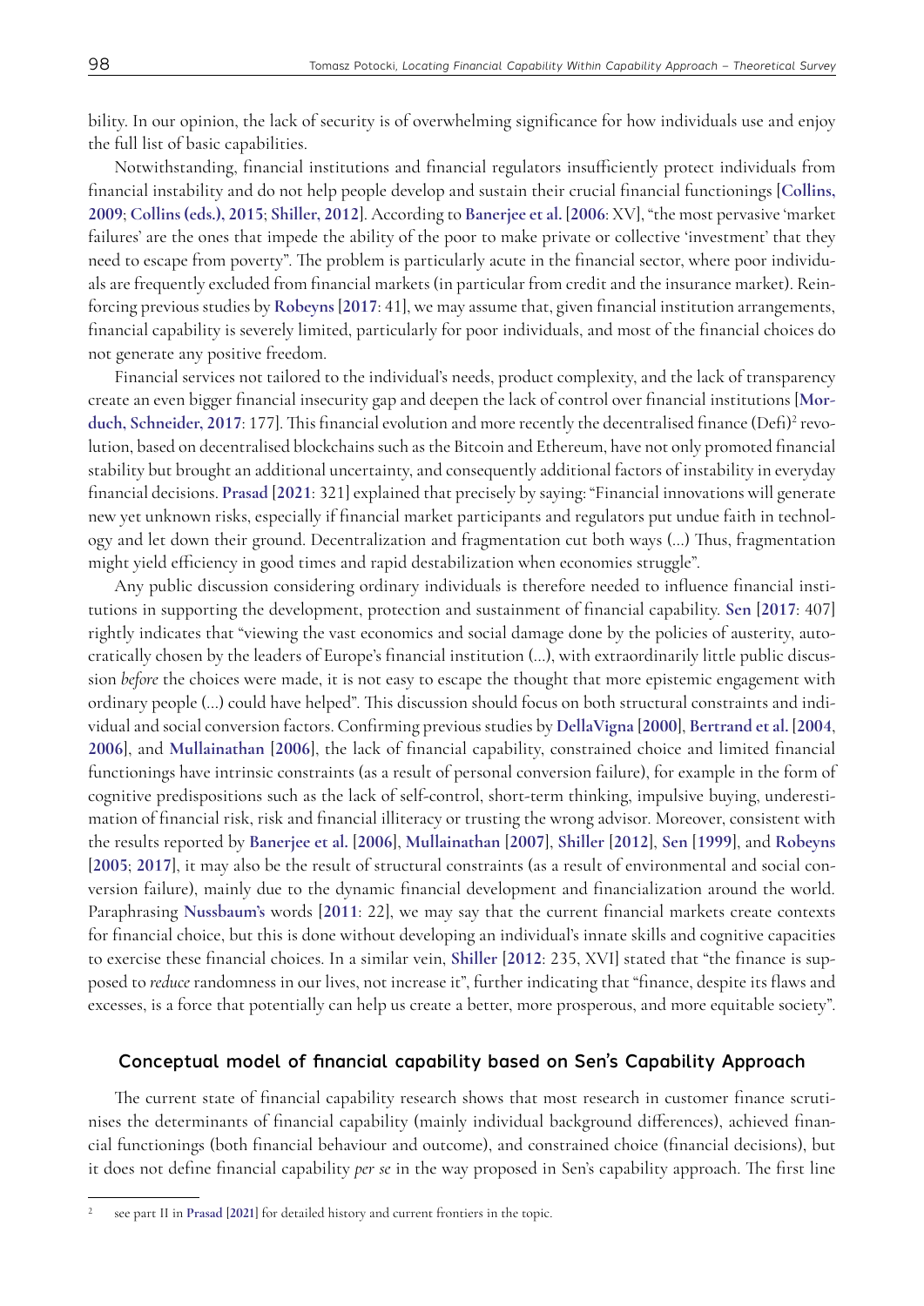bility. In our opinion, the lack of security is of overwhelming significance for how individuals use and enjoy the full list of basic capabilities.

Notwithstanding, financial institutions and financial regulators insufficiently protect individuals from financial instability and do not help people develop and sustain their crucial financial functionings [**Collins, 2009**; **Collins (eds.), 2015**; **Shiller, 2012**]. According to **Banerjee et al.** [**2006**: XV], "the most pervasive 'market failures' are the ones that impede the ability of the poor to make private or collective 'investment' that they need to escape from poverty". The problem is particularly acute in the financial sector, where poor individuals are frequently excluded from financial markets (in particular from credit and the insurance market). Reinforcing previous studies by **Robeyns** [**2017**: 41], we may assume that, given financial institution arrangements, financial capability is severely limited, particularly for poor individuals, and most of the financial choices do not generate any positive freedom.

Financial services not tailored to the individual's needs, product complexity, and the lack of transparency create an even bigger financial insecurity gap and deepen the lack of control over financial institutions [**Morduch, Schneider, 2017**: 177]. This financial evolution and more recently the decentralised finance (Defi)[2] revolution, based on decentralised blockchains such as the Bitcoin and Ethereum, have not only promoted financial stability but brought an additional uncertainty, and consequently additional factors of instability in everyday financial decisions. **Prasad** [**2021**: 321] explained that precisely by saying: "Financial innovations will generate new yet unknown risks, especially if financial market participants and regulators put undue faith in technology and let down their ground. Decentralization and fragmentation cut both ways (…) Thus, fragmentation might yield efficiency in good times and rapid destabilization when economies struggle".

Any public discussion considering ordinary individuals is therefore needed to influence financial institutions in supporting the development, protection and sustainment of financial capability. **Sen** [**2017**: 407] rightly indicates that "viewing the vast economics and social damage done by the policies of austerity, autocratically chosen by the leaders of Europe's financial institution (…), with extraordinarily little public discussion *before* the choices were made, it is not easy to escape the thought that more epistemic engagement with ordinary people (…) could have helped". This discussion should focus on both structural constraints and individual and social conversion factors. Confirming previous studies by **DellaVigna** [**2000**], **Bertrand et al.** [**2004**, **2006**], and **Mullainathan** [**2006**], the lack of financial capability, constrained choice and limited financial functionings have intrinsic constraints (as a result of personal conversion failure), for example in the form of cognitive predispositions such as the lack of self-control, short-term thinking, impulsive buying, underestimation of financial risk, risk and financial illiteracy or trusting the wrong advisor. Moreover, consistent with the results reported by **Banerjee et al.** [**2006**], **Mullainathan** [**2007**], **Shiller** [**2012**], **Sen** [**1999**], and **Robeyns** [**2005**; **2017**], it may also be the result of structural constraints (as a result of environmental and social conversion failure), mainly due to the dynamic financial development and financialization around the world. Paraphrasing **Nussbaum's** words [**2011**: 22], we may say that the current financial markets create contexts for financial choice, but this is done without developing an individual's innate skills and cognitive capacities to exercise these financial choices. In a similar vein, **Shiller** [**2012**: 235, XVI] stated that "the finance is supposed to *reduce* randomness in our lives, not increase it", further indicating that "finance, despite its flaws and excesses, is a force that potentially can help us create a better, more prosperous, and more equitable society".

## Conceptual model of financial capability based on Sen's Capability Approach

The current state of financial capability research shows that most research in customer finance scrutinises the determinants of financial capability (mainly individual background differences), achieved financial functionings (both financial behaviour and outcome), and constrained choice (financial decisions), but it does not define financial capability *per se* in the way proposed in Sen's capability approach. The first line

[2] see part II in **Prasad** [**2021**] for detailed history and current frontiers in the topic.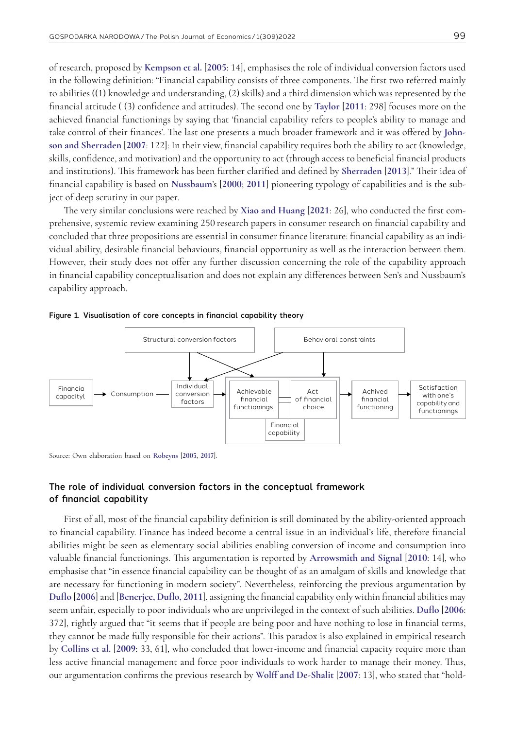of research, proposed by Kempson et al. [2005: 14], emphasises the role of individual conversion factors used in the following definition: "Financial capability consists of three components. The first two referred mainly to abilities ((1) knowledge and understanding, (2) skills) and a third dimension which was represented by the financial attitude ( (3) confidence and attitudes). The second one by Taylor [2011: 298] focuses more on the achieved financial functionings by saying that 'financial capability refers to people's ability to manage and take control of their finances'. The last one presents a much broader framework and it was offered by Johnson and Sherraden [2007: 122]: In their view, financial capability requires both the ability to act (knowledge, skills, confidence, and motivation) and the opportunity to act (through access to beneficial financial products and institutions). This framework has been further clarified and defined by Sherraden [2013]." Their idea of financial capability is based on Nussbaum's [2000; 2011] pioneering typology of capabilities and is the subject of deep scrutiny in our paper.

The very similar conclusions were reached by Xiao and Huang [2021: 26], who conducted the first comprehensive, systemic review examining 250 research papers in consumer research on financial capability and concluded that three propositions are essential in consumer finance literature: financial capability as an individual ability, desirable financial behaviours, financial opportunity as well as the interaction between them. However, their study does not offer any further discussion concerning the role of the capability approach in financial capability conceptualisation and does not explain any differences between Sen's and Nussbaum's capability approach.

**Figure 1. Visualisation of core concepts in financial capability theory**

Structural conversion factors | Behavioral constraints

Financia capacityl → Consumption — Individual conversion factors → Achievable financial functionings = Act of financial choice (Financial capability) → Achived financial functioning → Satisfaction with one's capability and functionings

Source: Own elaboration based on Robeyns [2005, 2017].

## The role of individual conversion factors in the conceptual framework of financial capability

First of all, most of the financial capability definition is still dominated by the ability-oriented approach to financial capability. Finance has indeed become a central issue in an individual's life, therefore financial abilities might be seen as elementary social abilities enabling conversion of income and consumption into valuable financial functionings. This argumentation is reported by Arrowsmith and Signal [2010: 14], who emphasise that "in essence financial capability can be thought of as an amalgam of skills and knowledge that are necessary for functioning in modern society". Nevertheless, reinforcing the previous argumentation by Duflo [2006] and [Benerjee, Duflo, 2011], assigning the financial capability only within financial abilities may seem unfair, especially to poor individuals who are unprivileged in the context of such abilities. Duflo [2006: 372], rightly argued that "it seems that if people are being poor and have nothing to lose in financial terms, they cannot be made fully responsible for their actions". This paradox is also explained in empirical research by Collins et al. [2009: 33, 61], who concluded that lower-income and financial capacity require more than less active financial management and force poor individuals to work harder to manage their money. Thus, our argumentation confirms the previous research by Wolff and De-Shalit [2007: 13], who stated that "hold-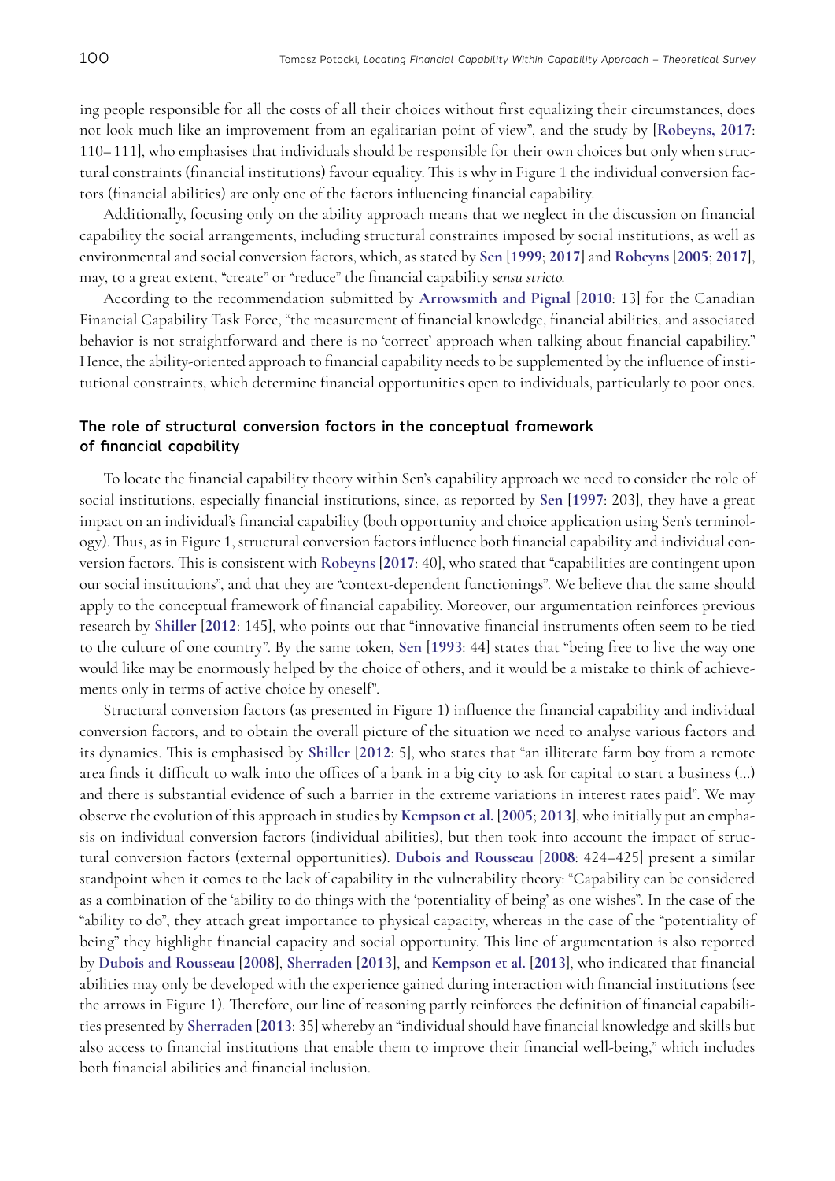ing people responsible for all the costs of all their choices without first equalizing their circumstances, does not look much like an improvement from an egalitarian point of view", and the study by [**Robeyns, 2017**: 110–111], who emphasises that individuals should be responsible for their own choices but only when structural constraints (financial institutions) favour equality. This is why in Figure 1 the individual conversion factors (financial abilities) are only one of the factors influencing financial capability.

Additionally, focusing only on the ability approach means that we neglect in the discussion on financial capability the social arrangements, including structural constraints imposed by social institutions, as well as environmental and social conversion factors, which, as stated by **Sen [1999**; **2017]** and **Robeyns [2005**; **2017]**, may, to a great extent, "create" or "reduce" the financial capability *sensu stricto*.

According to the recommendation submitted by **Arrowsmith and Pignal** [**2010**: 13] for the Canadian Financial Capability Task Force, "the measurement of financial knowledge, financial abilities, and associated behavior is not straightforward and there is no 'correct' approach when talking about financial capability." Hence, the ability-oriented approach to financial capability needs to be supplemented by the influence of institutional constraints, which determine financial opportunities open to individuals, particularly to poor ones.

### The role of structural conversion factors in the conceptual framework of financial capability

To locate the financial capability theory within Sen's capability approach we need to consider the role of social institutions, especially financial institutions, since, as reported by **Sen** [**1997**: 203], they have a great impact on an individual's financial capability (both opportunity and choice application using Sen's terminology). Thus, as in Figure 1, structural conversion factors influence both financial capability and individual conversion factors. This is consistent with **Robeyns** [**2017**: 40], who stated that "capabilities are contingent upon our social institutions", and that they are "context-dependent functionings". We believe that the same should apply to the conceptual framework of financial capability. Moreover, our argumentation reinforces previous research by **Shiller** [**2012**: 145], who points out that "innovative financial instruments often seem to be tied to the culture of one country". By the same token, **Sen [1993**: 44] states that "being free to live the way one would like may be enormously helped by the choice of others, and it would be a mistake to think of achievements only in terms of active choice by oneself".

Structural conversion factors (as presented in Figure 1) influence the financial capability and individual conversion factors, and to obtain the overall picture of the situation we need to analyse various factors and its dynamics. This is emphasised by **Shiller [2012**: 5], who states that "an illiterate farm boy from a remote area finds it difficult to walk into the offices of a bank in a big city to ask for capital to start a business (...) and there is substantial evidence of such a barrier in the extreme variations in interest rates paid". We may observe the evolution of this approach in studies by **Kempson et al.** [**2005**; **2013**], who initially put an emphasis on individual conversion factors (individual abilities), but then took into account the impact of structural conversion factors (external opportunities). **Dubois and Rousseau** [**2008**: 424–425] present a similar standpoint when it comes to the lack of capability in the vulnerability theory: "Capability can be considered as a combination of the 'ability to do things with the 'potentiality of being' as one wishes". In the case of the "ability to do", they attach great importance to physical capacity, whereas in the case of the "potentiality of being" they highlight financial capacity and social opportunity. This line of argumentation is also reported by **Dubois and Rousseau** [**2008**], **Sherraden** [**2013**], and **Kempson et al.** [**2013**], who indicated that financial abilities may only be developed with the experience gained during interaction with financial institutions (see the arrows in Figure 1). Therefore, our line of reasoning partly reinforces the definition of financial capabilities presented by **Sherraden** [**2013**: 35] whereby an "individual should have financial knowledge and skills but also access to financial institutions that enable them to improve their financial well-being," which includes both financial abilities and financial inclusion.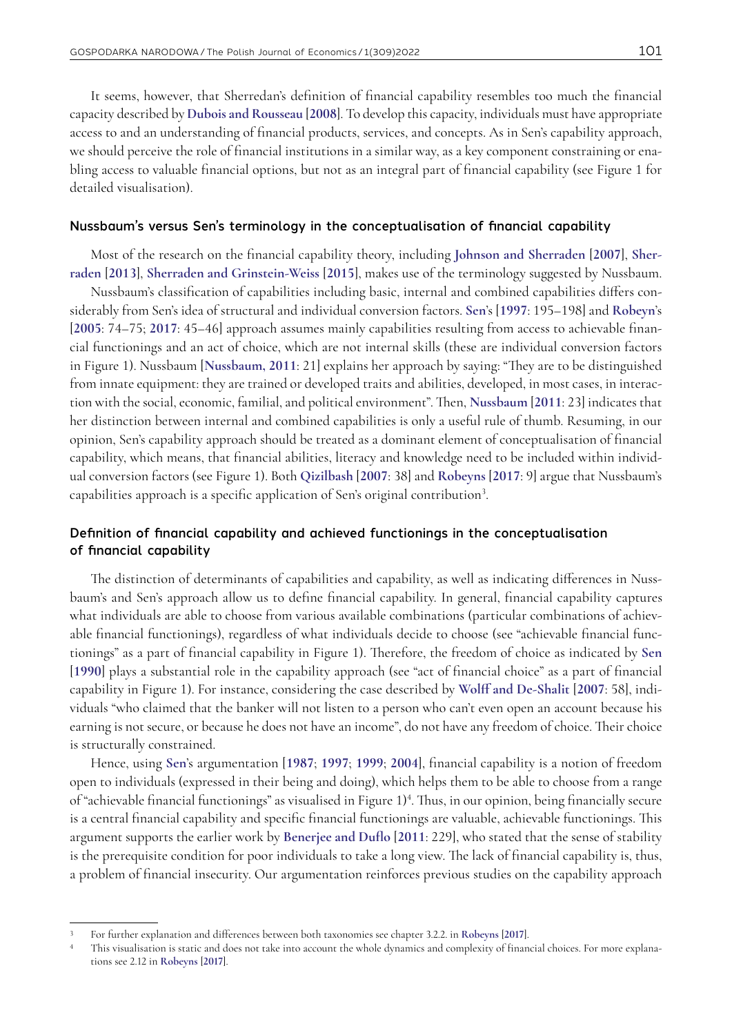It seems, however, that Sherredan's definition of financial capability resembles too much the financial capacity described by Dubois and Rousseau [2008]. To develop this capacity, individuals must have appropriate access to and an understanding of financial products, services, and concepts. As in Sen's capability approach, we should perceive the role of financial institutions in a similar way, as a key component constraining or enabling access to valuable financial options, but not as an integral part of financial capability (see Figure 1 for detailed visualisation).

### Nussbaum's versus Sen's terminology in the conceptualisation of financial capability

Most of the research on the financial capability theory, including Johnson and Sherraden [2007], Sherraden [2013], Sherraden and Grinstein-Weiss [2015], makes use of the terminology suggested by Nussbaum.

Nussbaum's classification of capabilities including basic, internal and combined capabilities differs considerably from Sen's idea of structural and individual conversion factors. Sen's [1997: 195–198] and Robeyn's [2005: 74–75; 2017: 45–46] approach assumes mainly capabilities resulting from access to achievable financial functionings and an act of choice, which are not internal skills (these are individual conversion factors in Figure 1). Nussbaum [Nussbaum, 2011: 21] explains her approach by saying: "They are to be distinguished from innate equipment: they are trained or developed traits and abilities, developed, in most cases, in interaction with the social, economic, familial, and political environment". Then, Nussbaum [2011: 23] indicates that her distinction between internal and combined capabilities is only a useful rule of thumb. Resuming, in our opinion, Sen's capability approach should be treated as a dominant element of conceptualisation of financial capability, which means, that financial abilities, literacy and knowledge need to be included within individual conversion factors (see Figure 1). Both Qizilbash [2007: 38] and Robeyns [2017: 9] argue that Nussbaum's capabilities approach is a specific application of Sen's original contribution[3].

### Definition of financial capability and achieved functionings in the conceptualisation of financial capability

The distinction of determinants of capabilities and capability, as well as indicating differences in Nussbaum's and Sen's approach allow us to define financial capability. In general, financial capability captures what individuals are able to choose from various available combinations (particular combinations of achievable financial functionings), regardless of what individuals decide to choose (see "achievable financial functionings" as a part of financial capability in Figure 1). Therefore, the freedom of choice as indicated by Sen [1990] plays a substantial role in the capability approach (see "act of financial choice" as a part of financial capability in Figure 1). For instance, considering the case described by Wolff and De-Shalit [2007: 58], individuals "who claimed that the banker will not listen to a person who can't even open an account because his earning is not secure, or because he does not have an income", do not have any freedom of choice. Their choice is structurally constrained.

Hence, using Sen's argumentation [1987; 1997; 1999; 2004], financial capability is a notion of freedom open to individuals (expressed in their being and doing), which helps them to be able to choose from a range of "achievable financial functionings" as visualised in Figure 1)[4]. Thus, in our opinion, being financially secure is a central financial capability and specific financial functionings are valuable, achievable functionings. This argument supports the earlier work by Benerjee and Duflo [2011: 229], who stated that the sense of stability is the prerequisite condition for poor individuals to take a long view. The lack of financial capability is, thus, a problem of financial insecurity. Our argumentation reinforces previous studies on the capability approach

---

[3] For further explanation and differences between both taxonomies see chapter 3.2.2. in Robeyns [2017].

[4] This visualisation is static and does not take into account the whole dynamics and complexity of financial choices. For more explanations see 2.12 in Robeyns [2017].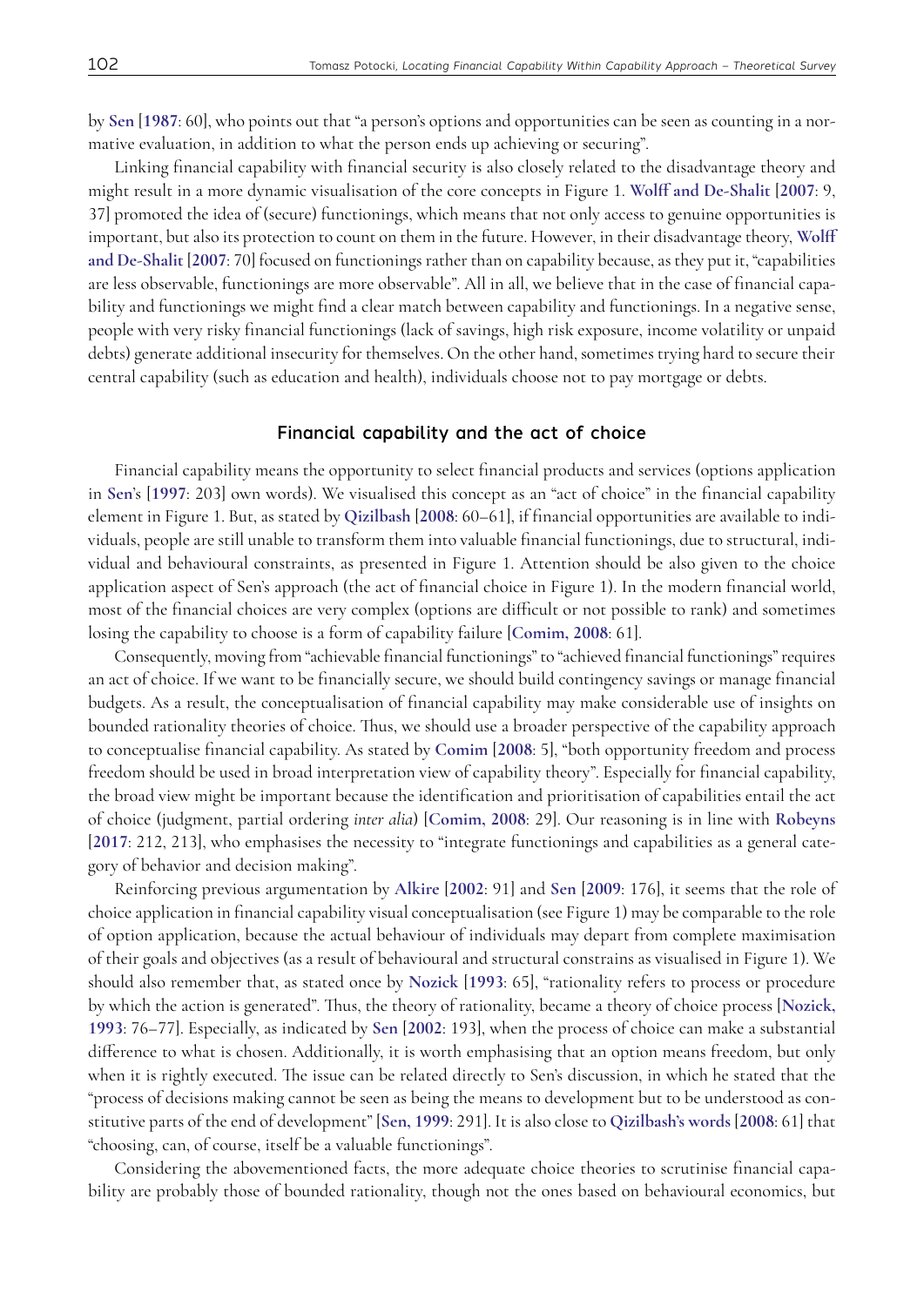by **Sen** [**1987**: 60], who points out that "a person's options and opportunities can be seen as counting in a normative evaluation, in addition to what the person ends up achieving or securing".

Linking financial capability with financial security is also closely related to the disadvantage theory and might result in a more dynamic visualisation of the core concepts in Figure 1. **Wolff and De-Shalit** [**2007**: 9, 37] promoted the idea of (secure) functionings, which means that not only access to genuine opportunities is important, but also its protection to count on them in the future. However, in their disadvantage theory, **Wolff and De-Shalit** [**2007**: 70] focused on functionings rather than on capability because, as they put it, "capabilities are less observable, functionings are more observable". All in all, we believe that in the case of financial capability and functionings we might find a clear match between capability and functionings. In a negative sense, people with very risky financial functionings (lack of savings, high risk exposure, income volatility or unpaid debts) generate additional insecurity for themselves. On the other hand, sometimes trying hard to secure their central capability (such as education and health), individuals choose not to pay mortgage or debts.

## Financial capability and the act of choice

Financial capability means the opportunity to select financial products and services (options application in **Sen**'s [**1997**: 203] own words). We visualised this concept as an "act of choice" in the financial capability element in Figure 1. But, as stated by **Qizilbash** [**2008**: 60–61], if financial opportunities are available to individuals, people are still unable to transform them into valuable financial functionings, due to structural, individual and behavioural constraints, as presented in Figure 1. Attention should be also given to the choice application aspect of Sen's approach (the act of financial choice in Figure 1). In the modern financial world, most of the financial choices are very complex (options are difficult or not possible to rank) and sometimes losing the capability to choose is a form of capability failure [**Comim, 2008**: 61].

Consequently, moving from "achievable financial functionings" to "achieved financial functionings" requires an act of choice. If we want to be financially secure, we should build contingency savings or manage financial budgets. As a result, the conceptualisation of financial capability may make considerable use of insights on bounded rationality theories of choice. Thus, we should use a broader perspective of the capability approach to conceptualise financial capability. As stated by **Comim** [**2008**: 5], "both opportunity freedom and process freedom should be used in broad interpretation view of capability theory". Especially for financial capability, the broad view might be important because the identification and prioritisation of capabilities entail the act of choice (judgment, partial ordering *inter alia*) [**Comim, 2008**: 29]. Our reasoning is in line with **Robeyns** [**2017**: 212, 213], who emphasises the necessity to "integrate functionings and capabilities as a general category of behavior and decision making".

Reinforcing previous argumentation by **Alkire** [**2002**: 91] and **Sen** [**2009**: 176], it seems that the role of choice application in financial capability visual conceptualisation (see Figure 1) may be comparable to the role of option application, because the actual behaviour of individuals may depart from complete maximisation of their goals and objectives (as a result of behavioural and structural constrains as visualised in Figure 1). We should also remember that, as stated once by **Nozick** [**1993**: 65], "rationality refers to process or procedure by which the action is generated". Thus, the theory of rationality, became a theory of choice process [**Nozick, 1993**: 76–77]. Especially, as indicated by **Sen** [**2002**: 193], when the process of choice can make a substantial difference to what is chosen. Additionally, it is worth emphasising that an option means freedom, but only when it is rightly executed. The issue can be related directly to Sen's discussion, in which he stated that the "process of decisions making cannot be seen as being the means to development but to be understood as constitutive parts of the end of development" [**Sen, 1999**: 291]. It is also close to **Qizilbash's words** [**2008**: 61] that "choosing, can, of course, itself be a valuable functionings".

Considering the abovementioned facts, the more adequate choice theories to scrutinise financial capability are probably those of bounded rationality, though not the ones based on behavioural economics, but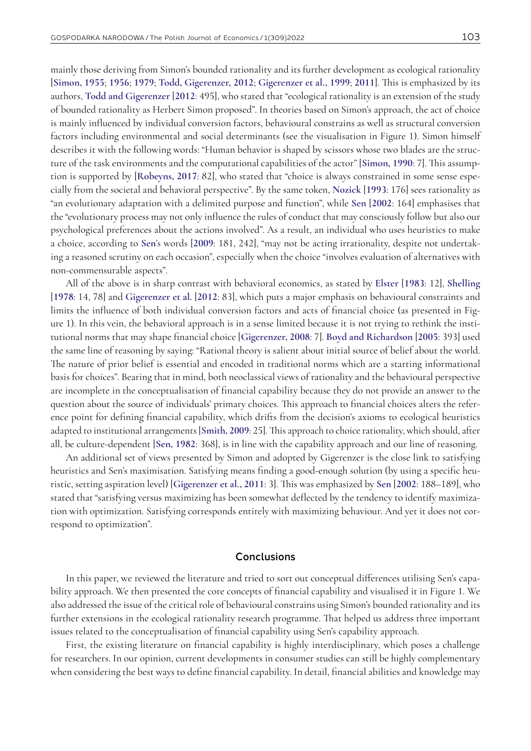mainly those deriving from Simon's bounded rationality and its further development as ecological rationality [Simon, 1955; 1956; 1979; Todd, Gigerenzer, 2012; Gigerenzer et al., 1999; 2011]. This is emphasized by its authors, Todd and Gigerenzer [2012: 495], who stated that "ecological rationality is an extension of the study of bounded rationality as Herbert Simon proposed". In theories based on Simon's approach, the act of choice is mainly influenced by individual conversion factors, behavioural constrains as well as structural conversion factors including environmental and social determinants (see the visualisation in Figure 1). Simon himself describes it with the following words: "Human behavior is shaped by scissors whose two blades are the structure of the task environments and the computational capabilities of the actor" [Simon, 1990: 7]. This assumption is supported by [Robeyns, 2017: 82], who stated that "choice is always constrained in some sense especially from the societal and behavioral perspective". By the same token, Nozick [1993: 176] sees rationality as "an evolutionary adaptation with a delimited purpose and function", while Sen [2002: 164] emphasises that the "evolutionary process may not only influence the rules of conduct that may consciously follow but also our psychological preferences about the actions involved". As a result, an individual who uses heuristics to make a choice, according to Sen's words [2009: 181, 242], "may not be acting irrationality, despite not undertaking a reasoned scrutiny on each occasion", especially when the choice "involves evaluation of alternatives with non-commensurable aspects".

All of the above is in sharp contrast with behavioral economics, as stated by Elster [1983: 12], Shelling [1978: 14, 78] and Gigerenzer et al. [2012: 83], which puts a major emphasis on behavioural constraints and limits the influence of both individual conversion factors and acts of financial choice (as presented in Figure 1). In this vein, the behavioral approach is in a sense limited because it is not trying to rethink the institutional norms that may shape financial choice [Gigerenzer, 2008: 7]. Boyd and Richardson [2005: 393] used the same line of reasoning by saying: "Rational theory is salient about initial source of belief about the world. The nature of prior belief is essential and encoded in traditional norms which are a starting informational basis for choices". Bearing that in mind, both neoclassical views of rationality and the behavioural perspective are incomplete in the conceptualisation of financial capability because they do not provide an answer to the question about the source of individuals' primary choices. This approach to financial choices alters the reference point for defining financial capability, which drifts from the decision's axioms to ecological heuristics adapted to institutional arrangements [Smith, 2009: 25]. This approach to choice rationality, which should, after all, be culture-dependent [Sen, 1982: 368], is in line with the capability approach and our line of reasoning.

An additional set of views presented by Simon and adopted by Gigerenzer is the close link to satisfying heuristics and Sen's maximisation. Satisfying means finding a good-enough solution (by using a specific heuristic, setting aspiration level) [Gigerenzer et al., 2011: 3]. This was emphasized by Sen [2002: 188–189], who stated that "satisfying versus maximizing has been somewhat deflected by the tendency to identify maximization with optimization. Satisfying corresponds entirely with maximizing behaviour. And yet it does not correspond to optimization".

## Conclusions

In this paper, we reviewed the literature and tried to sort out conceptual differences utilising Sen's capability approach. We then presented the core concepts of financial capability and visualised it in Figure 1. We also addressed the issue of the critical role of behavioural constrains using Simon's bounded rationality and its further extensions in the ecological rationality research programme. That helped us address three important issues related to the conceptualisation of financial capability using Sen's capability approach.

First, the existing literature on financial capability is highly interdisciplinary, which poses a challenge for researchers. In our opinion, current developments in consumer studies can still be highly complementary when considering the best ways to define financial capability. In detail, financial abilities and knowledge may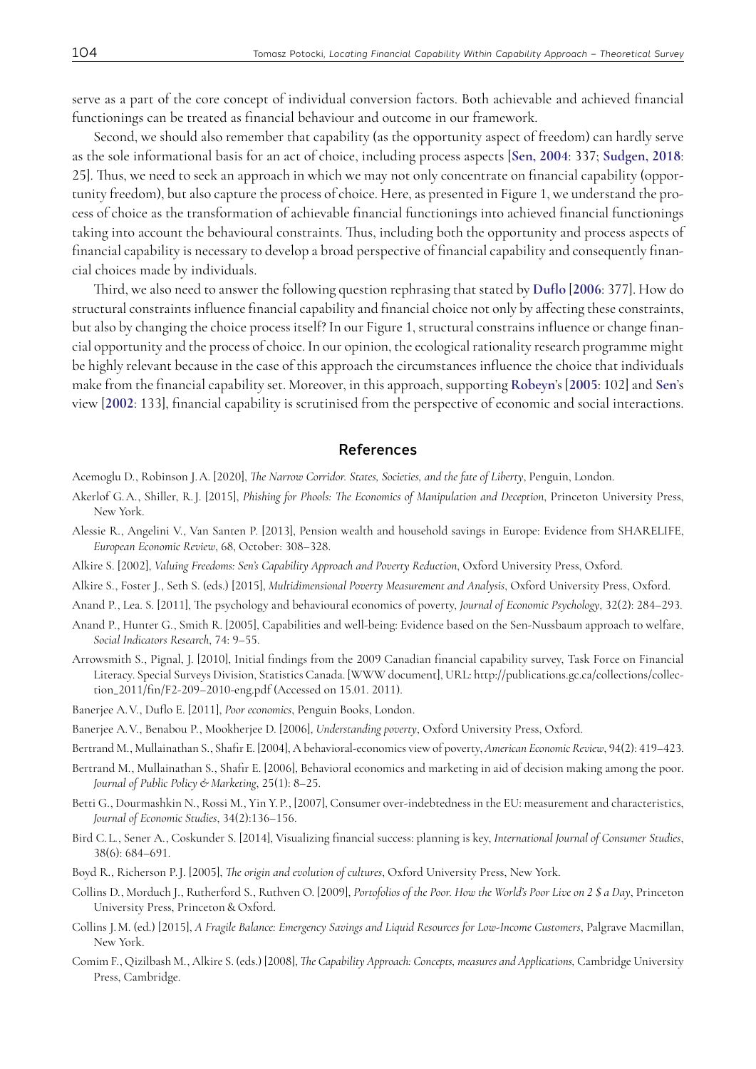serve as a part of the core concept of individual conversion factors. Both achievable and achieved financial functionings can be treated as financial behaviour and outcome in our framework.

Second, we should also remember that capability (as the opportunity aspect of freedom) can hardly serve as the sole informational basis for an act of choice, including process aspects [**Sen, 2004**: 337; **Sudgen, 2018**: 25]. Thus, we need to seek an approach in which we may not only concentrate on financial capability (opportunity freedom), but also capture the process of choice. Here, as presented in Figure 1, we understand the process of choice as the transformation of achievable financial functionings into achieved financial functionings taking into account the behavioural constraints. Thus, including both the opportunity and process aspects of financial capability is necessary to develop a broad perspective of financial capability and consequently financial choices made by individuals.

Third, we also need to answer the following question rephrasing that stated by **Duflo** [**2006**: 377]. How do structural constraints influence financial capability and financial choice not only by affecting these constraints, but also by changing the choice process itself? In our Figure 1, structural constrains influence or change financial opportunity and the process of choice. In our opinion, the ecological rationality research programme might be highly relevant because in the case of this approach the circumstances influence the choice that individuals make from the financial capability set. Moreover, in this approach, supporting **Robeyn**'s [**2005**: 102] and **Sen**'s view [**2002**: 133], financial capability is scrutinised from the perspective of economic and social interactions.

## References

Acemoglu D., Robinson J. A. [2020], *The Narrow Corridor. States, Societies, and the fate of Liberty*, Penguin, London.

Akerlof G. A., Shiller, R. J. [2015], *Phishing for Phools: The Economics of Manipulation and Deception*, Princeton University Press, New York.

Alessie R., Angelini V., Van Santen P. [2013], Pension wealth and household savings in Europe: Evidence from SHARELIFE, *European Economic Review*, 68, October: 308–328.

Alkire S. [2002], *Valuing Freedoms: Sen's Capability Approach and Poverty Reduction*, Oxford University Press, Oxford.

Alkire S., Foster J., Seth S. (eds.) [2015], *Multidimensional Poverty Measurement and Analysis*, Oxford University Press, Oxford.

Anand P., Lea. S. [2011], The psychology and behavioural economics of poverty, *Journal of Economic Psychology*, 32(2): 284–293.

Anand P., Hunter G., Smith R. [2005], Capabilities and well-being: Evidence based on the Sen-Nussbaum approach to welfare, *Social Indicators Research*, 74: 9–55.

Arrowsmith S., Pignal, J. [2010], Initial findings from the 2009 Canadian financial capability survey, Task Force on Financial Literacy. Special Surveys Division, Statistics Canada. [WWW document], URL: http://publications.gc.ca/collections/collection_2011/fin/F2-209–2010-eng.pdf (Accessed on 15.01. 2011).

Banerjee A. V., Duflo E. [2011], *Poor economics*, Penguin Books, London.

Banerjee A. V., Benabou P., Mookherjee D. [2006], *Understanding poverty*, Oxford University Press, Oxford.

Bertrand M., Mullainathan S., Shafir E. [2004], A behavioral-economics view of poverty, *American Economic Review*, 94(2): 419–423.

Bertrand M., Mullainathan S., Shafir E. [2006], Behavioral economics and marketing in aid of decision making among the poor. *Journal of Public Policy & Marketing*, 25(1): 8–25.

Betti G., Dourmashkin N., Rossi M., Yin Y. P., [2007], Consumer over-indebtedness in the EU: measurement and characteristics, *Journal of Economic Studies*, 34(2):136–156.

Bird C. L., Sener A., Coskunder S. [2014], Visualizing financial success: planning is key, *International Journal of Consumer Studies*, 38(6): 684–691.

Boyd R., Richerson P. J. [2005], *The origin and evolution of cultures*, Oxford University Press, New York.

Collins D., Morduch J., Rutherford S., Ruthven O. [2009], *Portofolios of the Poor. How the World's Poor Live on 2 $ a Day*, Princeton University Press, Princeton & Oxford.

Collins J. M. (ed.) [2015], *A Fragile Balance: Emergency Savings and Liquid Resources for Low-Income Customers*, Palgrave Macmillan, New York.

Comim F., Qizilbash M., Alkire S. (eds.) [2008], *The Capability Approach: Concepts, measures and Applications,* Cambridge University Press, Cambridge.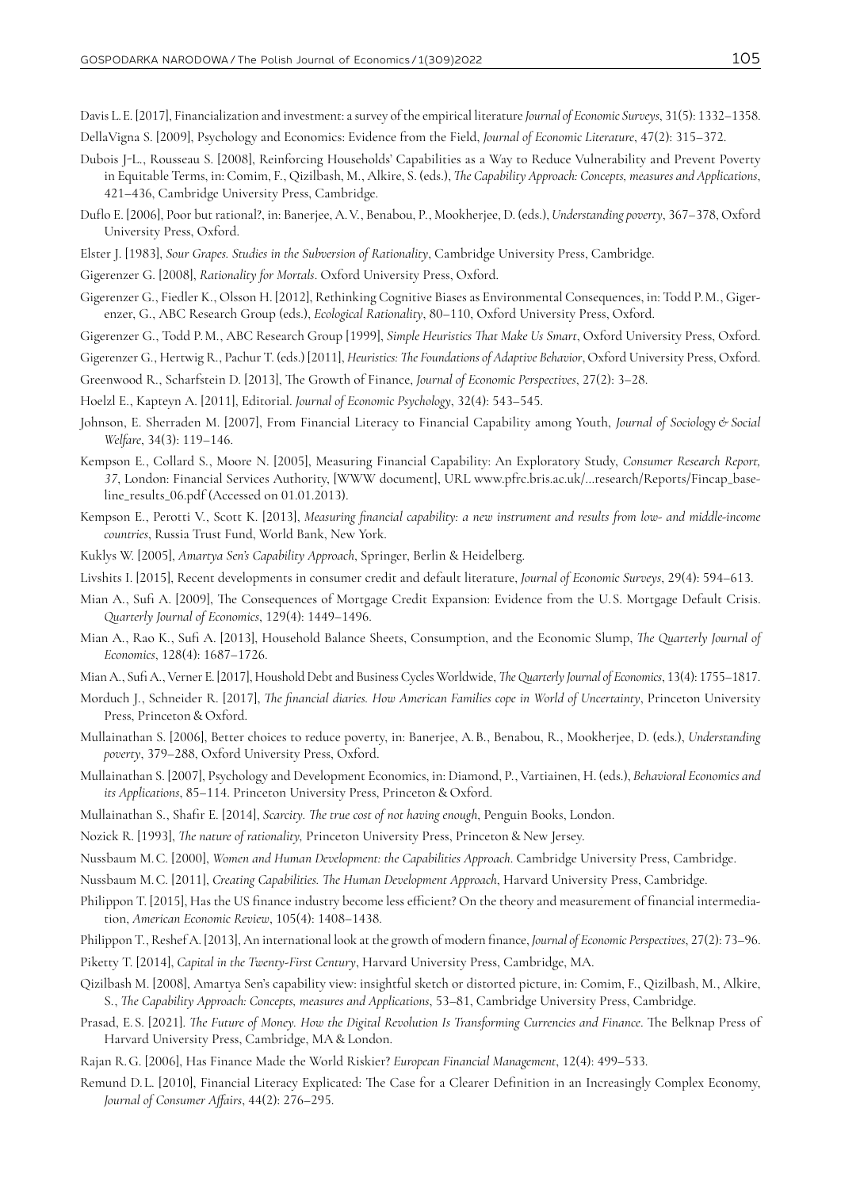Davis L. E. [2017], Financialization and investment: a survey of the empirical literature *Journal of Economic Surveys*, 31(5): 1332–1358.

DellaVigna S. [2009], Psychology and Economics: Evidence from the Field, *Journal of Economic Literature*, 47(2): 315–372.

Dubois J-L., Rousseau S. [2008], Reinforcing Households' Capabilities as a Way to Reduce Vulnerability and Prevent Poverty in Equitable Terms, in: Comim, F., Qizilbash, M., Alkire, S. (eds.), *The Capability Approach: Concepts, measures and Applications*, 421–436, Cambridge University Press, Cambridge.

Duflo E. [2006], Poor but rational?, in: Banerjee, A. V., Benabou, P., Mookherjee, D. (eds.), *Understanding poverty*, 367–378, Oxford University Press, Oxford.

Elster J. [1983], *Sour Grapes. Studies in the Subversion of Rationality*, Cambridge University Press, Cambridge.

Gigerenzer G. [2008], *Rationality for Mortals*. Oxford University Press, Oxford.

Gigerenzer G., Fiedler K., Olsson H. [2012], Rethinking Cognitive Biases as Environmental Consequences, in: Todd P. M., Gigerenzer, G., ABC Research Group (eds.), *Ecological Rationality*, 80–110, Oxford University Press, Oxford.

Gigerenzer G., Todd P. M., ABC Research Group [1999], *Simple Heuristics That Make Us Smart*, Oxford University Press, Oxford.

Gigerenzer G., Hertwig R., Pachur T. (eds.) [2011], *Heuristics: The Foundations of Adaptive Behavior*, Oxford University Press, Oxford.

Greenwood R., Scharfstein D. [2013], The Growth of Finance, *Journal of Economic Perspectives*, 27(2): 3–28.

Hoelzl E., Kapteyn A. [2011], Editorial. *Journal of Economic Psychology*, 32(4): 543–545.

Johnson, E. Sherraden M. [2007], From Financial Literacy to Financial Capability among Youth, *Journal of Sociology & Social Welfare*, 34(3): 119–146.

Kempson E., Collard S., Moore N. [2005], Measuring Financial Capability: An Exploratory Study, *Consumer Research Report, 37*, London: Financial Services Authority, [WWW document], URL www.pfrc.bris.ac.uk/...research/Reports/Fincap_baseline_results_06.pdf (Accessed on 01.01.2013).

Kempson E., Perotti V., Scott K. [2013], *Measuring financial capability: a new instrument and results from low- and middle-income countries*, Russia Trust Fund, World Bank, New York.

Kuklys W. [2005], *Amartya Sen's Capability Approach*, Springer, Berlin & Heidelberg.

Livshits I. [2015], Recent developments in consumer credit and default literature, *Journal of Economic Surveys*, 29(4): 594–613.

Mian A., Sufi A. [2009], The Consequences of Mortgage Credit Expansion: Evidence from the U. S. Mortgage Default Crisis. *Quarterly Journal of Economics*, 129(4): 1449–1496.

Mian A., Rao K., Sufi A. [2013], Household Balance Sheets, Consumption, and the Economic Slump, *The Quarterly Journal of Economics*, 128(4): 1687–1726.

Mian A., Sufi A., Verner E. [2017], Houshold Debt and Business Cycles Worldwide, *The Quarterly Journal of Economics*, 13(4): 1755–1817.

Morduch J., Schneider R. [2017], *The financial diaries. How American Families cope in World of Uncertainty*, Princeton University Press, Princeton & Oxford.

Mullainathan S. [2006], Better choices to reduce poverty, in: Banerjee, A. B., Benabou, R., Mookherjee, D. (eds.), *Understanding poverty*, 379–288, Oxford University Press, Oxford.

Mullainathan S. [2007], Psychology and Development Economics, in: Diamond, P., Vartiainen, H. (eds.), *Behavioral Economics and its Applications*, 85–114. Princeton University Press, Princeton & Oxford.

Mullainathan S., Shafir E. [2014], *Scarcity. The true cost of not having enough*, Penguin Books, London.

Nozick R. [1993], *The nature of rationality,* Princeton University Press, Princeton & New Jersey.

Nussbaum M. C. [2000], *Women and Human Development: the Capabilities Approach*. Cambridge University Press, Cambridge.

Nussbaum M. C. [2011], *Creating Capabilities. The Human Development Approach*, Harvard University Press, Cambridge.

Philippon T. [2015], Has the US finance industry become less efficient? On the theory and measurement of financial intermediation, *American Economic Review*, 105(4): 1408–1438.

Philippon T., Reshef A. [2013], An international look at the growth of modern finance, *Journal of Economic Perspectives*, 27(2): 73–96.

Piketty T. [2014], *Capital in the Twenty-First Century*, Harvard University Press, Cambridge, MA.

Qizilbash M. [2008], Amartya Sen's capability view: insightful sketch or distorted picture, in: Comim, F., Qizilbash, M., Alkire, S., *The Capability Approach: Concepts, measures and Applications*, 53–81, Cambridge University Press, Cambridge.

Prasad, E. S. [2021]. *The Future of Money. How the Digital Revolution Is Transforming Currencies and Finance*. The Belknap Press of Harvard University Press, Cambridge, MA & London.

Rajan R. G. [2006], Has Finance Made the World Riskier? *European Financial Management*, 12(4): 499–533.

Remund D. L. [2010], Financial Literacy Explicated: The Case for a Clearer Definition in an Increasingly Complex Economy, *Journal of Consumer Affairs*, 44(2): 276–295.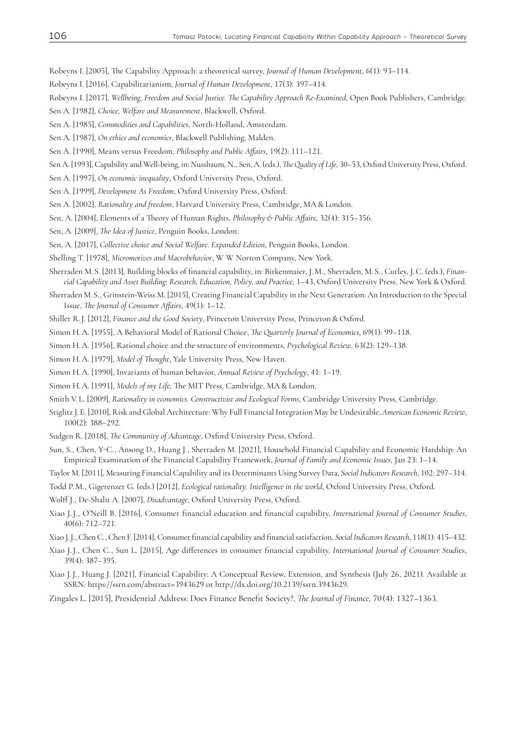Robeyns I. [2005], The Capability Approach: a theoretical survey, *Journal of Human Development*, 6(1): 93–114.

Robeyns I. [2016], Capabilitarianism, *Journal of Human Development*, 17(3): 397–414.

Robeyns I. [2017], *Wellbeing, Freedom and Social Justice. The Capability Approach Re-Examined*, Open Book Publishers, Cambridge.

Sen A. [1982], *Choice, Welfare and Measurement*, Blackwell, Oxford.

Sen A. [1985], *Commodities and Capabilities*, North-Holland, Amsterdam.

Sen A. [1987], *On ethics and economics*, Blackwell Publishing, Malden.

Sen A. [1990], Means versus Freedom, *Philosophy and Public Affairs*, 19(2): 111–121.

Sen A. [1993], Capability and Well-being, in: Nussbaum, N., Sen, A. (eds.), *The Quality of Life*, 30–53, Oxford University Press, Oxford.

Sen A. [1997], *On economic inequality*, Oxford University Press, Oxford.

Sen A. [1999], *Development As Freedom*, Oxford University Press, Oxford.

Sen A. [2002], *Rationality and freedom*, Harvard University Press, Cambridge, MA & London.

Sen, A. [2004], Elements of a Theory of Human Rights, *Philosophy & Public Affairs*, 32(4): 315–356.

Sen, A. [2009], *The Idea of Justice*, Penguin Books, London.

Sen, A. [2017], *Collective choice and Social Welfare. Expanded Edition*, Penguin Books, London.

Shelling T. [1978], *Micromotives and Macrobehavior*, W W Norton Company, New York.

Sherraden M. S. [2013], Building blocks of financial capability, in: Birkenmaier, J. M., Sherraden, M. S., Curley, J. C. (eds.), *Financial Capability and Asset Building: Research, Education, Policy, and Practice*, 1–43, Oxford University Press, New York & Oxford.

Sherraden M. S., Grinstein-Weiss M. [2015], Creating Financial Capability in the Next Generation: An Introduction to the Special Issue, *The Journal of Consumer Affairs*, 49(1): 1–12.

Shiller R. J. [2012], *Finance and the Good Society*, Princeton University Press, Princeton & Oxford.

Simon H. A. [1955], A Behavioral Model of Rational Choice, *The Quarterly Journal of Economics*, 69(1): 99–118.

Simon H. A. [1956], Rational choice and the structure of environments, *Psychological Review*, 63(2): 129–138.

Simon H. A. [1979], *Model of Thought*, Yale University Press, New Haven.

Simon H. A. [1990], Invariants of human behavior, *Annual Review of Psychology*, 41: 1–19.

Simon H. A. [1991], *Models of my Life*, The MIT Press, Cambridge, MA & London.

Smith V. L. [2009], *Rationality in economics. Constructivist and Ecological Forms*, Cambridge University Press, Cambridge.

Stiglitz J. E. [2010], Risk and Global Architecture: Why Full Financial Integration May be Undesirable, *American Economic Review*, 100(2): 388–292.

Sudgen R. [2018], *The Community of Advantage*, Oxford University Press, Oxford.

Sun, S., Chen, Y-C., Ansong D., Huang J., Sherraden M. [2021], Household Financial Capability and Economic Hardship: An Empirical Examination of the Financial Capability Framework, *Journal of Family and Economic Issues*, Jan 23: 1–14.

Taylor M. [2011], Measuring Financial Capability and its Determinants Using Survey Data, *Social Indicators Research*, 102: 297–314.

Todd P. M., Gigerenzer G. (eds.) [2012], *Ecological rationality. Intelligence in the world*, Oxford University Press, Oxford.

Wolff J., De-Shalit A. [2007], *Disadvantage*, Oxford University Press, Oxford.

Xiao J. J., O'Neill B. [2016], Consumer financial education and financial capability, *International Journal of Consumer Studies*, 40(6): 712–721.

Xiao J. J., Chen C., Chen F. [2014], Consumer financial capability and financial satisfaction, *Social Indicators Research*, 118(1): 415–432.

Xiao J. J., Chen C., Sun L. [2015], Age differences in consumer financial capability, *International Journal of Consumer Studies*, 39(4): 387–395.

Xiao J. J., Huang J. [2021], Financial Capability: A Conceptual Review, Extension, and Synthesis (July 26, 2021). Available at SSRN: https://ssrn.com/abstract=3943629 or http://dx.doi.org/10.2139/ssrn.3943629.

Zingales L. [2015], Presidential Address: Does Finance Benefit Society?, *The Journal of Finance*, 70(4): 1327–1363.